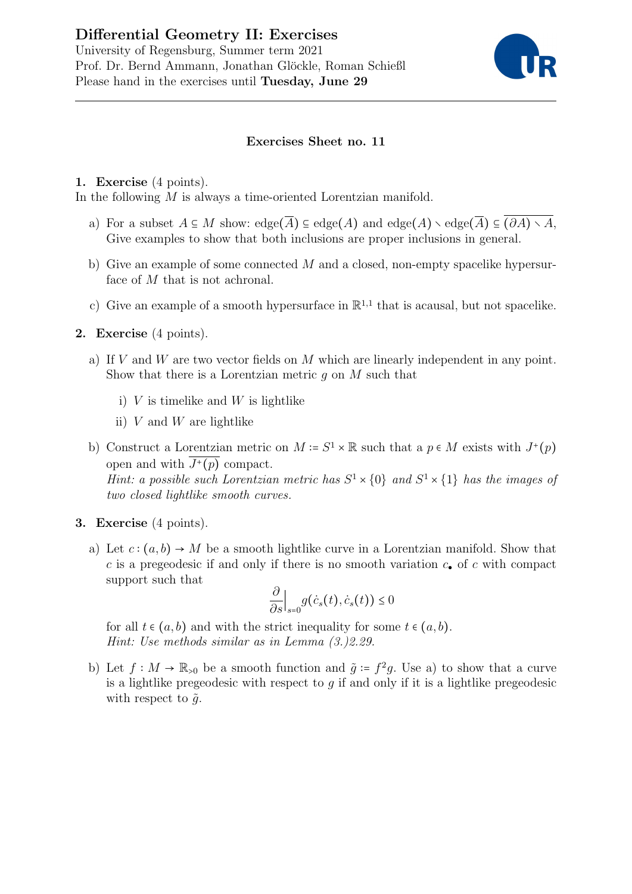# Differential Geometry II: Exercises

University of Regensburg, Summer term 2021
Prof. Dr. Bernd Ammann, Jonathan Glöckle, Roman Schießl
Please hand in the exercises until **Tuesday, June 29**

---

### Exercises Sheet no. 11

**1. Exercise** (4 points).
In the following $M$ is always a time-oriented Lorentzian manifold.

a) For a subset $A \subseteq M$ show: $\mathrm{edge}(\overline{A}) \subseteq \mathrm{edge}(A)$ and $\mathrm{edge}(A) \smallsetminus \mathrm{edge}(\overline{A}) \subseteq \overline{(\partial A) \smallsetminus A}$, Give examples to show that both inclusions are proper inclusions in general.

b) Give an example of some connected $M$ and a closed, non-empty spacelike hypersurface of $M$ that is not achronal.

c) Give an example of a smooth hypersurface in $\mathbb{R}^{1,1}$ that is acausal, but not spacelike.

**2. Exercise** (4 points).

a) If $V$ and $W$ are two vector fields on $M$ which are linearly independent in any point. Show that there is a Lorentzian metric $g$ on $M$ such that

   i) $V$ is timelike and $W$ is lightlike

   ii) $V$ and $W$ are lightlike

b) Construct a Lorentzian metric on $M := S^1 \times \mathbb{R}$ such that a $p \in M$ exists with $J^+(p)$ open and with $\overline{J^+(p)}$ compact.
*Hint: a possible such Lorentzian metric has $S^1 \times \{0\}$ and $S^1 \times \{1\}$ has the images of two closed lightlike smooth curves.*

**3. Exercise** (4 points).

a) Let $c : (a,b) \to M$ be a smooth lightlike curve in a Lorentzian manifold. Show that $c$ is a pregeodesic if and only if there is no smooth variation $c_\bullet$ of $c$ with compact support such that

$$\frac{\partial}{\partial s}\Big|_{s=0} g(\dot{c}_s(t), \dot{c}_s(t)) \leq 0$$

for all $t \in (a,b)$ and with the strict inequality for some $t \in (a,b)$.
*Hint: Use methods similar as in Lemma (3.)2.29.*

b) Let $f : M \to \mathbb{R}_{>0}$ be a smooth function and $\tilde{g} := f^2 g$. Use a) to show that a curve is a lightlike pregeodesic with respect to $g$ if and only if it is a lightlike pregeodesic with respect to $\tilde{g}$.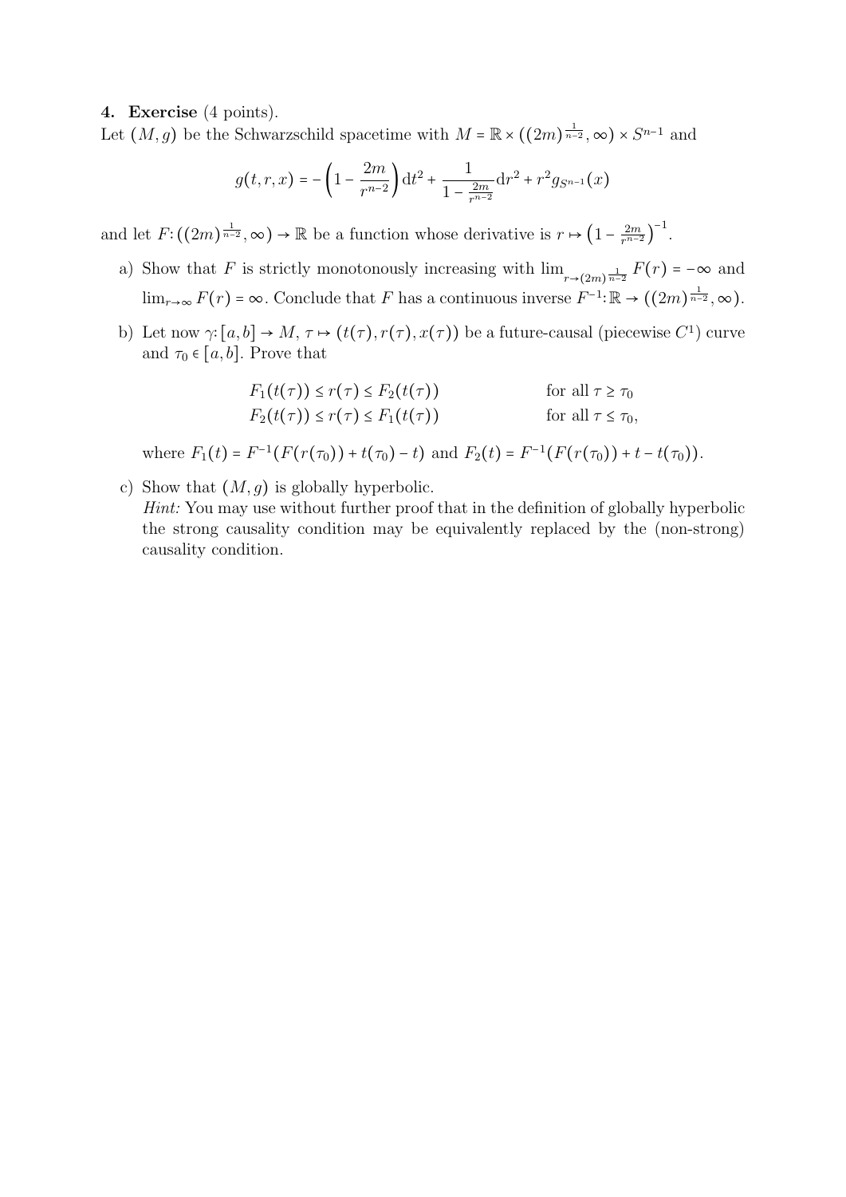**4. Exercise** (4 points).

Let $(M, g)$ be the Schwarzschild spacetime with $M = \mathbb{R} \times ((2m)^{\frac{1}{n-2}}, \infty) \times S^{n-1}$ and

$$g(t, r, x) = -\left(1 - \frac{2m}{r^{n-2}}\right) \mathrm{d}t^2 + \frac{1}{1 - \frac{2m}{r^{n-2}}} \mathrm{d}r^2 + r^2 g_{S^{n-1}}(x)$$

and let $F\colon ((2m)^{\frac{1}{n-2}}, \infty) \to \mathbb{R}$ be a function whose derivative is $r \mapsto \left(1 - \frac{2m}{r^{n-2}}\right)^{-1}$.

a) Show that $F$ is strictly monotonously increasing with $\lim_{r \to (2m)^{\frac{1}{n-2}}} F(r) = -\infty$ and $\lim_{r \to \infty} F(r) = \infty$. Conclude that $F$ has a continuous inverse $F^{-1}\colon \mathbb{R} \to ((2m)^{\frac{1}{n-2}}, \infty)$.

b) Let now $\gamma\colon [a, b] \to M$, $\tau \mapsto (t(\tau), r(\tau), x(\tau))$ be a future-causal (piecewise $C^1$) curve and $\tau_0 \in [a, b]$. Prove that

$$\begin{aligned} F_1(t(\tau)) \le r(\tau) \le F_2(t(\tau)) \qquad & \text{for all } \tau \ge \tau_0 \\ F_2(t(\tau)) \le r(\tau) \le F_1(t(\tau)) \qquad & \text{for all } \tau \le \tau_0, \end{aligned}$$

where $F_1(t) = F^{-1}(F(r(\tau_0)) + t(\tau_0) - t)$ and $F_2(t) = F^{-1}(F(r(\tau_0)) + t - t(\tau_0))$.

c) Show that $(M, g)$ is globally hyperbolic.
*Hint:* You may use without further proof that in the definition of globally hyperbolic the strong causality condition may be equivalently replaced by the (non-strong) causality condition.